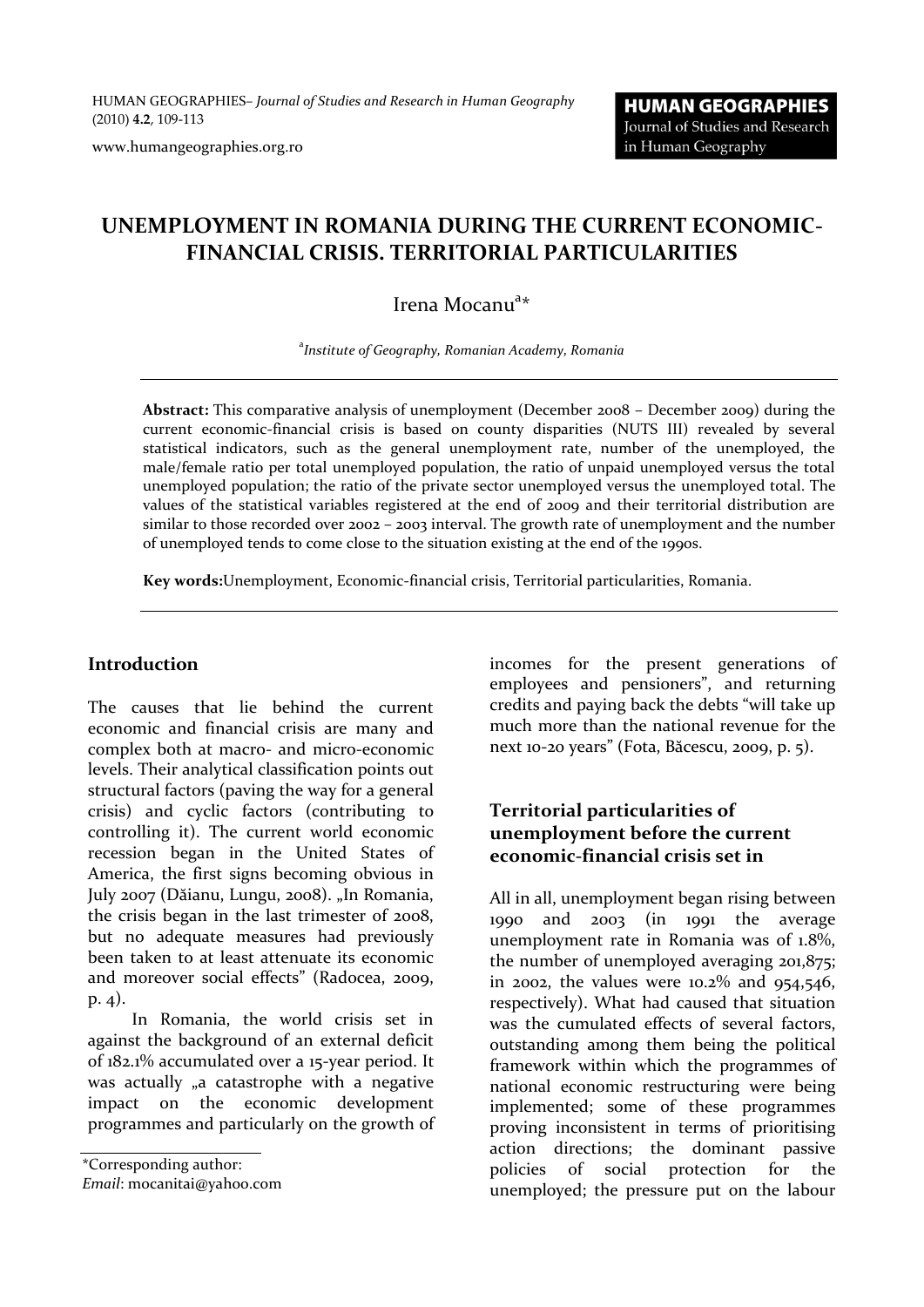# UNEMPLOYMENT IN ROMANIA DURING THE CURRENT ECONOMIC-FINANCIAL CRISIS. TERRITORIAL PARTICULARITIES

Irena Mocanu[a]*

[a] *Institute of Geography, Romanian Academy, Romania*

**Abstract:** This comparative analysis of unemployment (December 2008 – December 2009) during the current economic-financial crisis is based on county disparities (NUTS III) revealed by several statistical indicators, such as the general unemployment rate, number of the unemployed, the male/female ratio per total unemployed population, the ratio of unpaid unemployed versus the total unemployed population; the ratio of the private sector unemployed versus the unemployed total. The values of the statistical variables registered at the end of 2009 and their territorial distribution are similar to those recorded over 2002 – 2003 interval. The growth rate of unemployment and the number of unemployed tends to come close to the situation existing at the end of the 1990s.

**Key words:** Unemployment, Economic-financial crisis, Territorial particularities, Romania.

## Introduction

The causes that lie behind the current economic and financial crisis are many and complex both at macro- and micro-economic levels. Their analytical classification points out structural factors (paving the way for a general crisis) and cyclic factors (contributing to controlling it). The current world economic recession began in the United States of America, the first signs becoming obvious in July 2007 (Dăianu, Lungu, 2008). „In Romania, the crisis began in the last trimester of 2008, but no adequate measures had previously been taken to at least attenuate its economic and moreover social effects" (Radocea, 2009, p. 4).

In Romania, the world crisis set in against the background of an external deficit of 182.1% accumulated over a 15-year period. It was actually „a catastrophe with a negative impact on the economic development programmes and particularly on the growth of incomes for the present generations of employees and pensioners", and returning credits and paying back the debts "will take up much more than the national revenue for the next 10-20 years" (Fota, Băcescu, 2009, p. 5).

## Territorial particularities of unemployment before the current economic-financial crisis set in

All in all, unemployment began rising between 1990 and 2003 (in 1991 the average unemployment rate in Romania was of 1.8%, the number of unemployed averaging 201,875; in 2002, the values were 10.2% and 954,546, respectively). What had caused that situation was the cumulated effects of several factors, outstanding among them being the political framework within which the programmes of national economic restructuring were being implemented; some of these programmes proving inconsistent in terms of prioritising action directions; the dominant passive policies of social protection for the unemployed; the pressure put on the labour

*Corresponding author:
*Email*: mocanitai@yahoo.com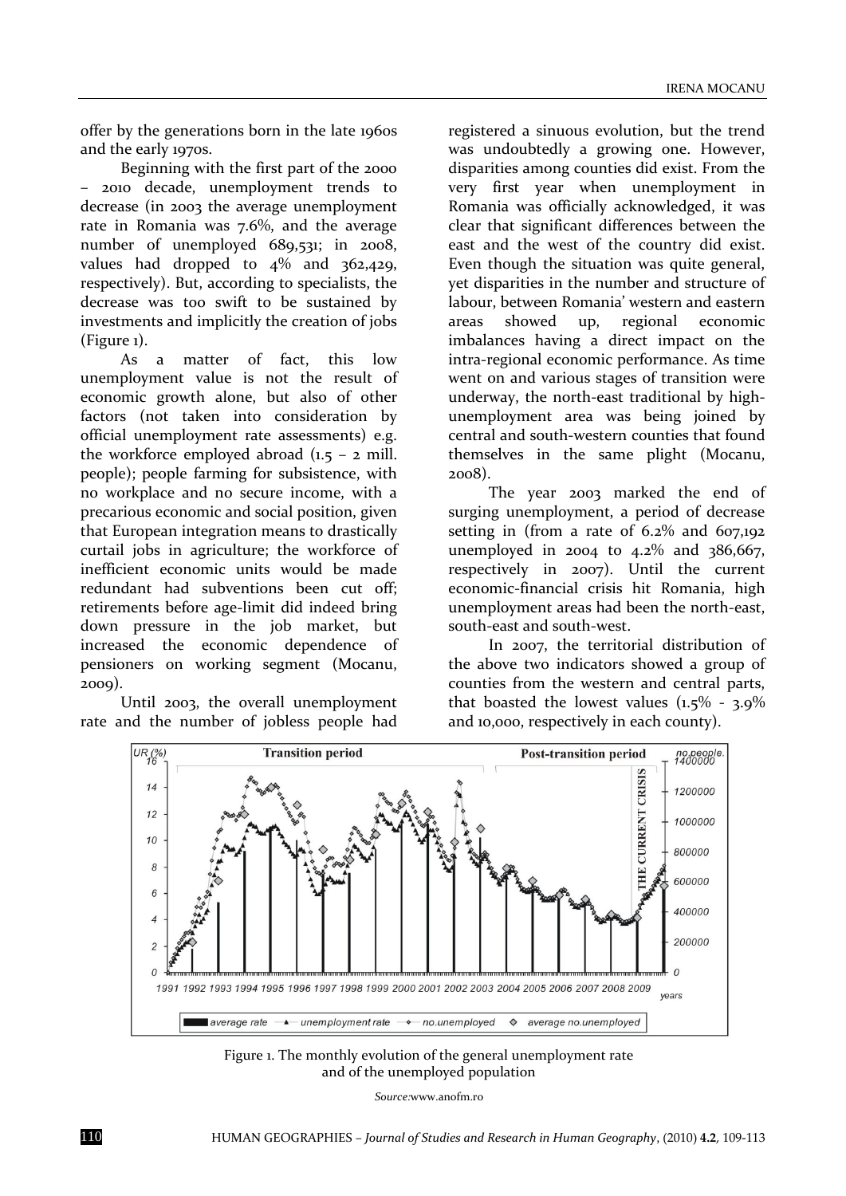offer by the generations born in the late 1960s and the early 1970s.

Beginning with the first part of the 2000 – 2010 decade, unemployment trends to decrease (in 2003 the average unemployment rate in Romania was 7.6%, and the average number of unemployed 689,531; in 2008, values had dropped to 4% and 362,429, respectively). But, according to specialists, the decrease was too swift to be sustained by investments and implicitly the creation of jobs (Figure 1).

As a matter of fact, this low unemployment value is not the result of economic growth alone, but also of other factors (not taken into consideration by official unemployment rate assessments) e.g. the workforce employed abroad (1.5 – 2 mill. people); people farming for subsistence, with no workplace and no secure income, with a precarious economic and social position, given that European integration means to drastically curtail jobs in agriculture; the workforce of inefficient economic units would be made redundant had subventions been cut off; retirements before age-limit did indeed bring down pressure in the job market, but increased the economic dependence of pensioners on working segment (Mocanu, 2009).

Until 2003, the overall unemployment rate and the number of jobless people had registered a sinuous evolution, but the trend was undoubtedly a growing one. However, disparities among counties did exist. From the very first year when unemployment in Romania was officially acknowledged, it was clear that significant differences between the east and the west of the country did exist. Even though the situation was quite general, yet disparities in the number and structure of labour, between Romania' western and eastern areas showed up, regional economic imbalances having a direct impact on the intra-regional economic performance. As time went on and various stages of transition were underway, the north-east traditional by high-unemployment area was being joined by central and south-western counties that found themselves in the same plight (Mocanu, 2008).

The year 2003 marked the end of surging unemployment, a period of decrease setting in (from a rate of 6.2% and 607,192 unemployed in 2004 to 4.2% and 386,667, respectively in 2007). Until the current economic-financial crisis hit Romania, high unemployment areas had been the north-east, south-east and south-west.

In 2007, the territorial distribution of the above two indicators showed a group of counties from the western and central parts, that boasted the lowest values (1.5% - 3.9% and 10,000, respectively in each county).

Figure 1. The monthly evolution of the general unemployment rate and of the unemployed population

*Source:* www.anofm.ro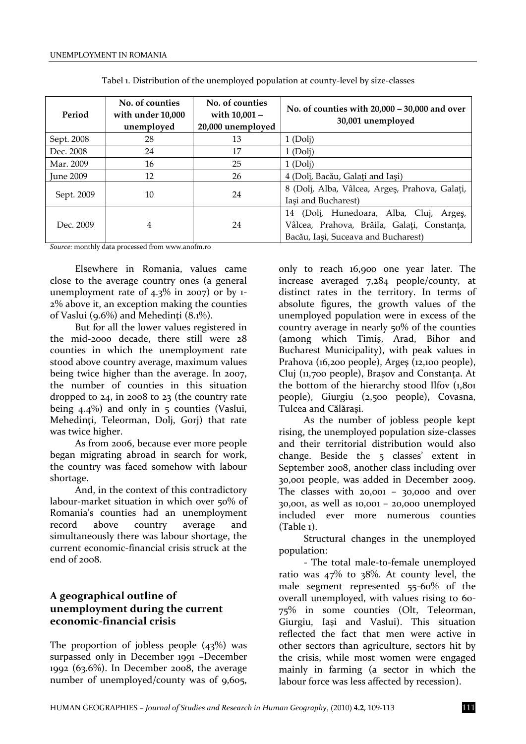Tabel 1. Distribution of the unemployed population at county-level by size-classes

| Period | No. of counties with under 10,000 unemployed | No. of counties with 10,001 – 20,000 unemployed | No. of counties with 20,000 – 30,000 and over 30,001 unemployed |
|---|---|---|---|
| Sept. 2008 | 28 | 13 | 1 (Dolj) |
| Dec. 2008 | 24 | 17 | 1 (Dolj) |
| Mar. 2009 | 16 | 25 | 1 (Dolj) |
| June 2009 | 12 | 26 | 4 (Dolj, Bacău, Galaţi and Iaşi) |
| Sept. 2009 | 10 | 24 | 8 (Dolj, Alba, Vâlcea, Argeş, Prahova, Galaţi, Iaşi and Bucharest) |
| Dec. 2009 | 4 | 24 | 14 (Dolj, Hunedoara, Alba, Cluj, Argeş, Vâlcea, Prahova, Brăila, Galaţi, Constanţa, Bacău, Iaşi, Suceava and Bucharest) |

*Source:* monthly data processed from www.anofm.ro

Elsewhere in Romania, values came close to the average country ones (a general unemployment rate of 4.3% in 2007) or by 1-2% above it, an exception making the counties of Vaslui (9.6%) and Mehedinţi (8.1%).

But for all the lower values registered in the mid-2000 decade, there still were 28 counties in which the unemployment rate stood above country average, maximum values being twice higher than the average. In 2007, the number of counties in this situation dropped to 24, in 2008 to 23 (the country rate being 4.4%) and only in 5 counties (Vaslui, Mehedinţi, Teleorman, Dolj, Gorj) that rate was twice higher.

As from 2006, because ever more people began migrating abroad in search for work, the country was faced somehow with labour shortage.

And, in the context of this contradictory labour-market situation in which over 50% of Romania's counties had an unemployment record above country average and simultaneously there was labour shortage, the current economic-financial crisis struck at the end of 2008.

## A geographical outline of unemployment during the current economic-financial crisis

The proportion of jobless people (43%) was surpassed only in December 1991 –December 1992 (63.6%). In December 2008, the average number of unemployed/county was of 9,605, only to reach 16,900 one year later. The increase averaged 7,284 people/county, at distinct rates in the territory. In terms of absolute figures, the growth values of the unemployed population were in excess of the country average in nearly 50% of the counties (among which Timiş, Arad, Bihor and Bucharest Municipality), with peak values in Prahova (16,200 people), Argeş (12,100 people), Cluj (11,700 people), Braşov and Constanţa. At the bottom of the hierarchy stood Ilfov (1,801 people), Giurgiu (2,500 people), Covasna, Tulcea and Călăraşi.

As the number of jobless people kept rising, the unemployed population size-classes and their territorial distribution would also change. Beside the 5 classes' extent in September 2008, another class including over 30,001 people, was added in December 2009. The classes with 20,001 – 30,000 and over 30,001, as well as 10,001 – 20,000 unemployed included ever more numerous counties (Table 1).

Structural changes in the unemployed population:

- The total male-to-female unemployed ratio was 47% to 38%. At county level, the male segment represented 55-60% of the overall unemployed, with values rising to 60-75% in some counties (Olt, Teleorman, Giurgiu, Iaşi and Vaslui). This situation reflected the fact that men were active in other sectors than agriculture, sectors hit by the crisis, while most women were engaged mainly in farming (a sector in which the labour force was less affected by recession).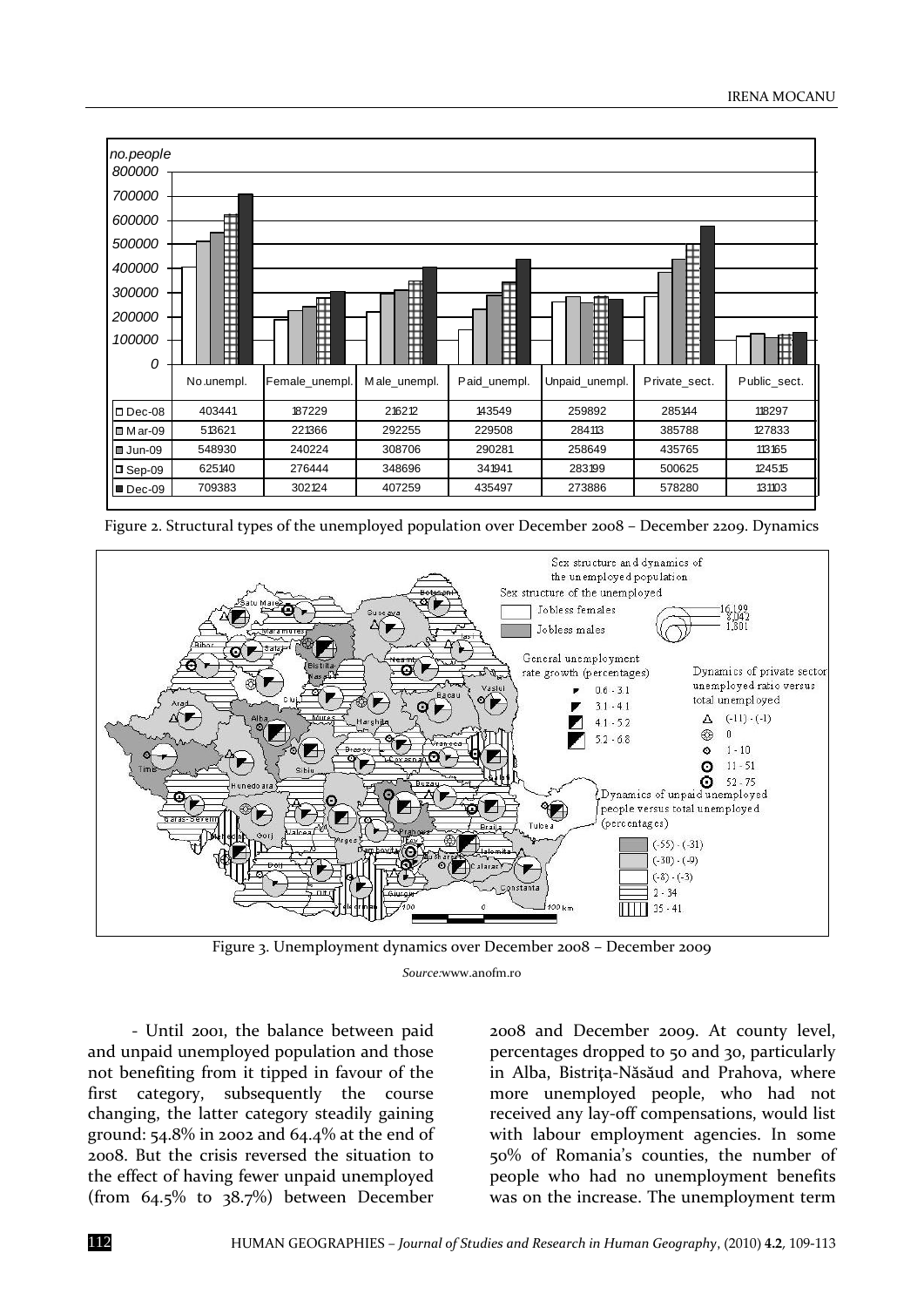| | No.unempl. | Female_unempl. | Male_unempl. | Paid_unempl. | Unpaid_unempl. | Private_sect. | Public_sect. |
|---|---|---|---|---|---|---|---|
| Dec-08 | 403441 | 187229 | 216212 | 143549 | 259892 | 285144 | 118297 |
| Mar-09 | 513621 | 221366 | 292255 | 229508 | 284113 | 385788 | 127833 |
| Jun-09 | 548930 | 240224 | 308706 | 290281 | 258649 | 435765 | 113165 |
| Sep-09 | 625140 | 276444 | 348696 | 341941 | 283199 | 500625 | 124515 |
| Dec-09 | 709383 | 302124 | 407259 | 435497 | 273886 | 578280 | 131103 |

Figure 2. Structural types of the unemployed population over December 2008 – December 2209. Dynamics

Figure 3. Unemployment dynamics over December 2008 – December 2009

*Source*:www.anofm.ro

- Until 2001, the balance between paid and unpaid unemployed population and those not benefiting from it tipped in favour of the first category, subsequently the course changing, the latter category steadily gaining ground: 54.8% in 2002 and 64.4% at the end of 2008. But the crisis reversed the situation to the effect of having fewer unpaid unemployed (from 64.5% to 38.7%) between December 2008 and December 2009. At county level, percentages dropped to 50 and 30, particularly in Alba, Bistrița-Năsăud and Prahova, where more unemployed people, who had not received any lay-off compensations, would list with labour employment agencies. In some 50% of Romania's counties, the number of people who had no unemployment benefits was on the increase. The unemployment term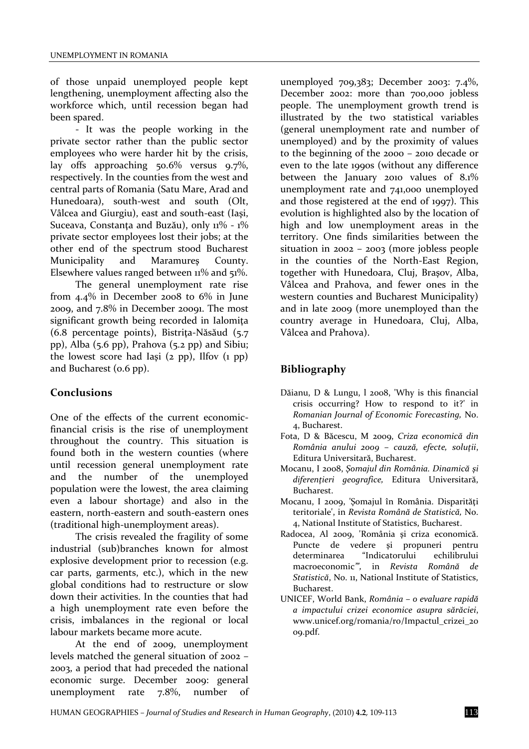of those unpaid unemployed people kept lengthening, unemployment affecting also the workforce which, until recession began had been spared.

- It was the people working in the private sector rather than the public sector employees who were harder hit by the crisis, lay offs approaching 50.6% versus 9.7%, respectively. In the counties from the west and central parts of Romania (Satu Mare, Arad and Hunedoara), south-west and south (Olt, Vâlcea and Giurgiu), east and south-east (Iași, Suceava, Constanța and Buzău), only 11% - 1% private sector employees lost their jobs; at the other end of the spectrum stood Bucharest Municipality and Maramureș County. Elsewhere values ranged between 11% and 51%.

The general unemployment rate rise from 4.4% in December 2008 to 6% in June 2009, and 7.8% in December 20091. The most significant growth being recorded in Ialomița (6.8 percentage points), Bistrița-Năsăud (5.7 pp), Alba (5.6 pp), Prahova (5.2 pp) and Sibiu; the lowest score had Iași (2 pp), Ilfov (1 pp) and Bucharest (0.6 pp).

## Conclusions

One of the effects of the current economic-financial crisis is the rise of unemployment throughout the country. This situation is found both in the western counties (where until recession general unemployment rate and the number of the unemployed population were the lowest, the area claiming even a labour shortage) and also in the eastern, north-eastern and south-eastern ones (traditional high-unemployment areas).

The crisis revealed the fragility of some industrial (sub)branches known for almost explosive development prior to recession (e.g. car parts, garments, etc.), which in the new global conditions had to restructure or slow down their activities. In the counties that had a high unemployment rate even before the crisis, imbalances in the regional or local labour markets became more acute.

At the end of 2009, unemployment levels matched the general situation of 2002 – 2003, a period that had preceded the national economic surge. December 2009: general unemployment rate 7.8%, number of unemployed 709,383; December 2003: 7.4%, December 2002: more than 700,000 jobless people. The unemployment growth trend is illustrated by the two statistical variables (general unemployment rate and number of unemployed) and by the proximity of values to the beginning of the 2000 – 2010 decade or even to the late 1990s (without any difference between the January 2010 values of 8.1% unemployment rate and 741,000 unemployed and those registered at the end of 1997). This evolution is highlighted also by the location of high and low unemployment areas in the territory. One finds similarities between the situation in 2002 – 2003 (more jobless people in the counties of the North-East Region, together with Hunedoara, Cluj, Brașov, Alba, Vâlcea and Prahova, and fewer ones in the western counties and Bucharest Municipality) and in late 2009 (more unemployed than the country average in Hunedoara, Cluj, Alba, Vâlcea and Prahova).

## Bibliography

- Dăianu, D & Lungu, l 2008, 'Why is this financial crisis occurring? How to respond to it?' in *Romanian Journal of Economic Forecasting,* No. 4, Bucharest.
- Fota, D & Băcescu, M 2009, *Criza economică din România anului 2009 – cauză, efecte, soluții*, Editura Universitară, Bucharest.
- Mocanu, I 2008, *Șomajul din România. Dinamică și diferențieri geografice,* Editura Universitară, Bucharest.
- Mocanu, I 2009, 'Șomajul în România. Disparități teritoriale', in *Revista Română de Statistică,* No. 4, National Institute of Statistics, Bucharest.
- Radocea, Al 2009, 'România și criza economică. Puncte de vedere și propuneri pentru determinarea "Indicatorului echilibrului macroeconomic"', in *Revista Română de Statistică*, No. 11, National Institute of Statistics, Bucharest.
- UNICEF, World Bank, *România – o evaluare rapidă a impactului crizei economice asupra sărăciei*, www.unicef.org/romania/ro/Impactul_crizei_2009.pdf.